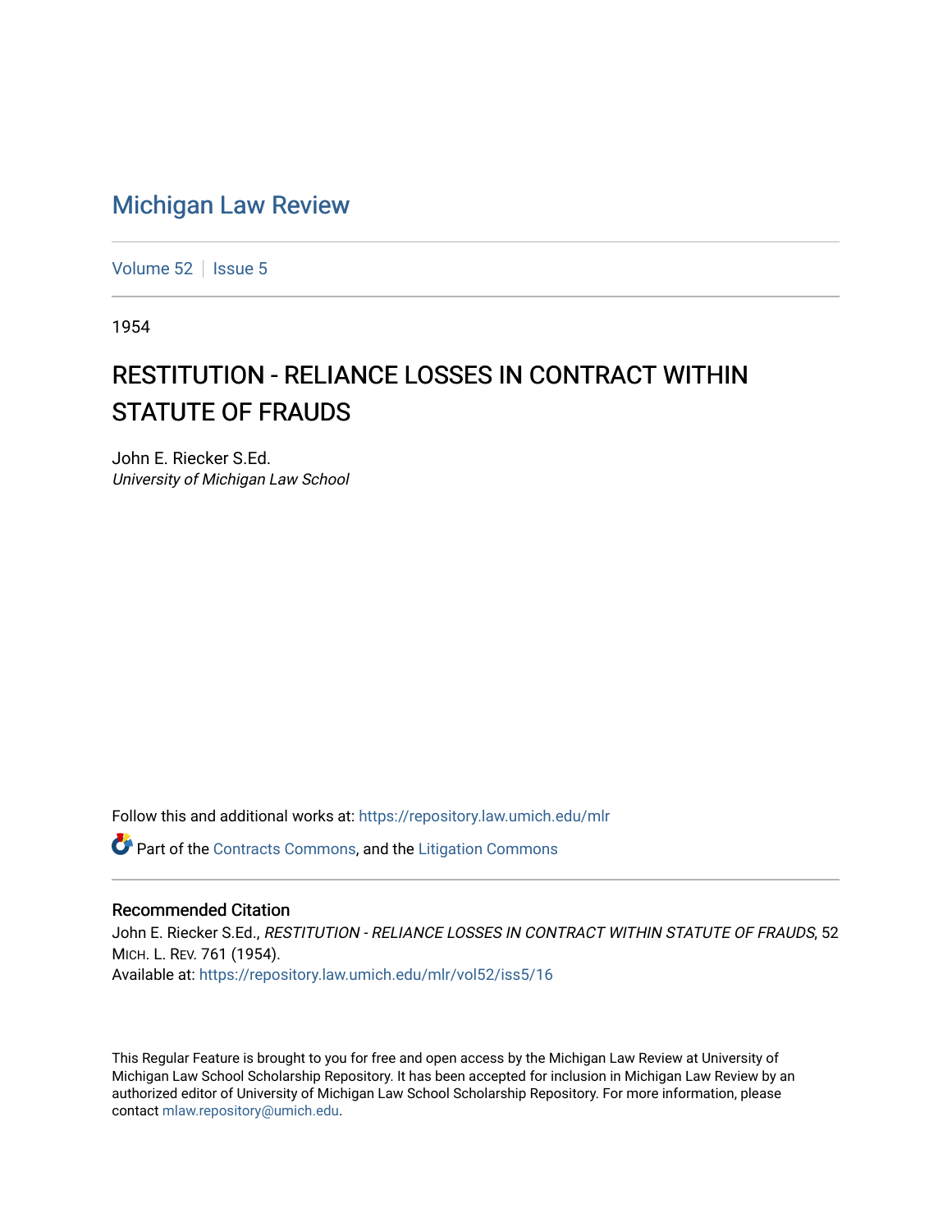# Michigan Law Review

Volume 52 | Issue 5

1954

## RESTITUTION - RELIANCE LOSSES IN CONTRACT WITHIN STATUTE OF FRAUDS

John E. Riecker S.Ed.
*University of Michigan Law School*

Follow this and additional works at: https://repository.law.umich.edu/mlr

Part of the Contracts Commons, and the Litigation Commons

### Recommended Citation

John E. Riecker S.Ed., *RESTITUTION - RELIANCE LOSSES IN CONTRACT WITHIN STATUTE OF FRAUDS*, 52 MICH. L. REV. 761 (1954).
Available at: https://repository.law.umich.edu/mlr/vol52/iss5/16

This Regular Feature is brought to you for free and open access by the Michigan Law Review at University of Michigan Law School Scholarship Repository. It has been accepted for inclusion in Michigan Law Review by an authorized editor of University of Michigan Law School Scholarship Repository. For more information, please contact mlaw.repository@umich.edu.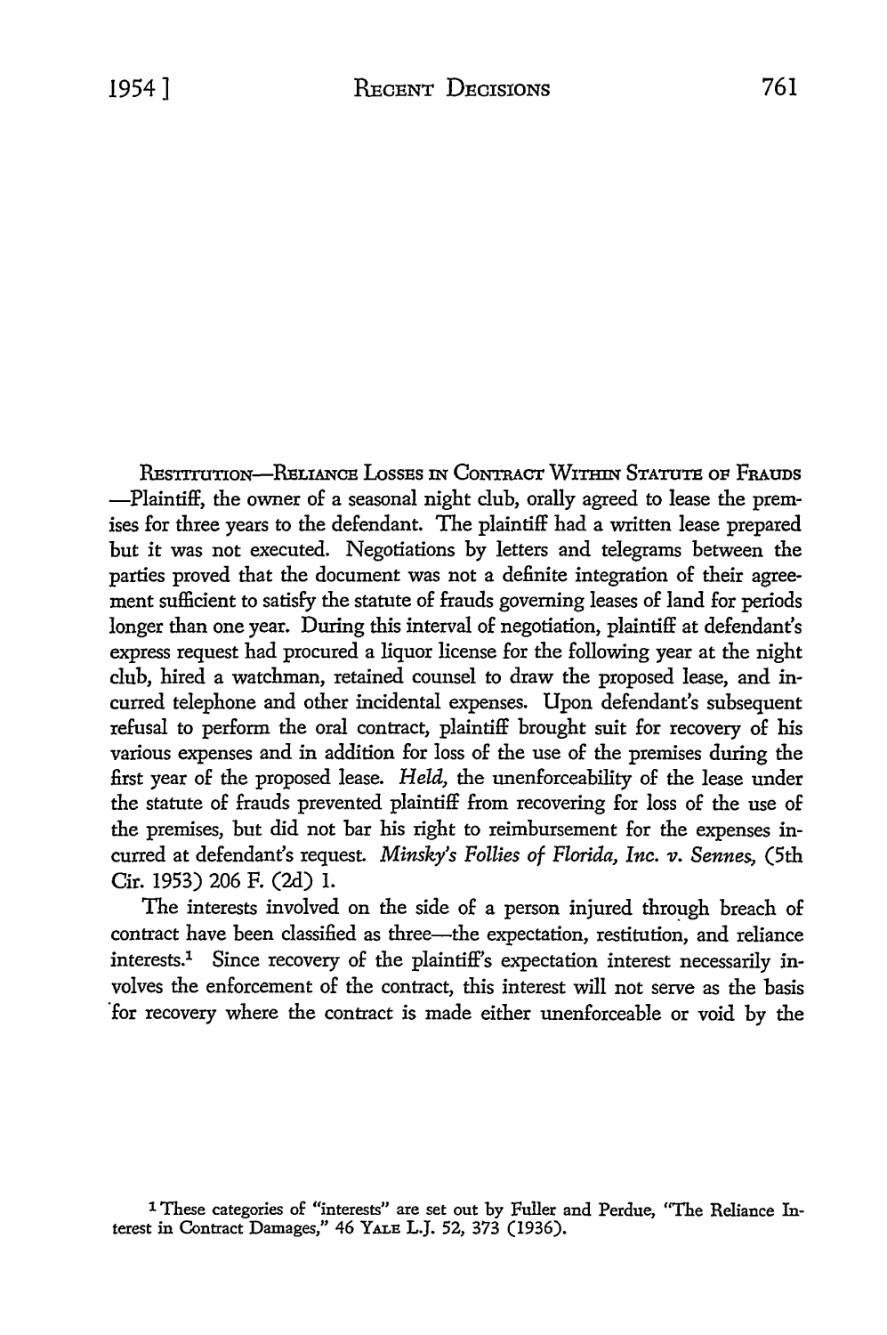RESTITUTION—RELIANCE LOSSES IN CONTRACT WITHIN STATUTE OF FRAUDS —Plaintiff, the owner of a seasonal night club, orally agreed to lease the premises for three years to the defendant. The plaintiff had a written lease prepared but it was not executed. Negotiations by letters and telegrams between the parties proved that the document was not a definite integration of their agreement sufficient to satisfy the statute of frauds governing leases of land for periods longer than one year. During this interval of negotiation, plaintiff at defendant's express request had procured a liquor license for the following year at the night club, hired a watchman, retained counsel to draw the proposed lease, and incurred telephone and other incidental expenses. Upon defendant's subsequent refusal to perform the oral contract, plaintiff brought suit for recovery of his various expenses and in addition for loss of the use of the premises during the first year of the proposed lease. *Held,* the unenforceability of the lease under the statute of frauds prevented plaintiff from recovering for loss of the use of the premises, but did not bar his right to reimbursement for the expenses incurred at defendant's request. *Minsky's Follies of Florida, Inc. v. Sennes,* (5th Cir. 1953) 206 F. (2d) 1.

The interests involved on the side of a person injured through breach of contract have been classified as three—the expectation, restitution, and reliance interests.[1] Since recovery of the plaintiff's expectation interest necessarily involves the enforcement of the contract, this interest will not serve as the basis for recovery where the contract is made either unenforceable or void by the

[1] These categories of "interests" are set out by Fuller and Perdue, "The Reliance Interest in Contract Damages," 46 YALE L.J. 52, 373 (1936).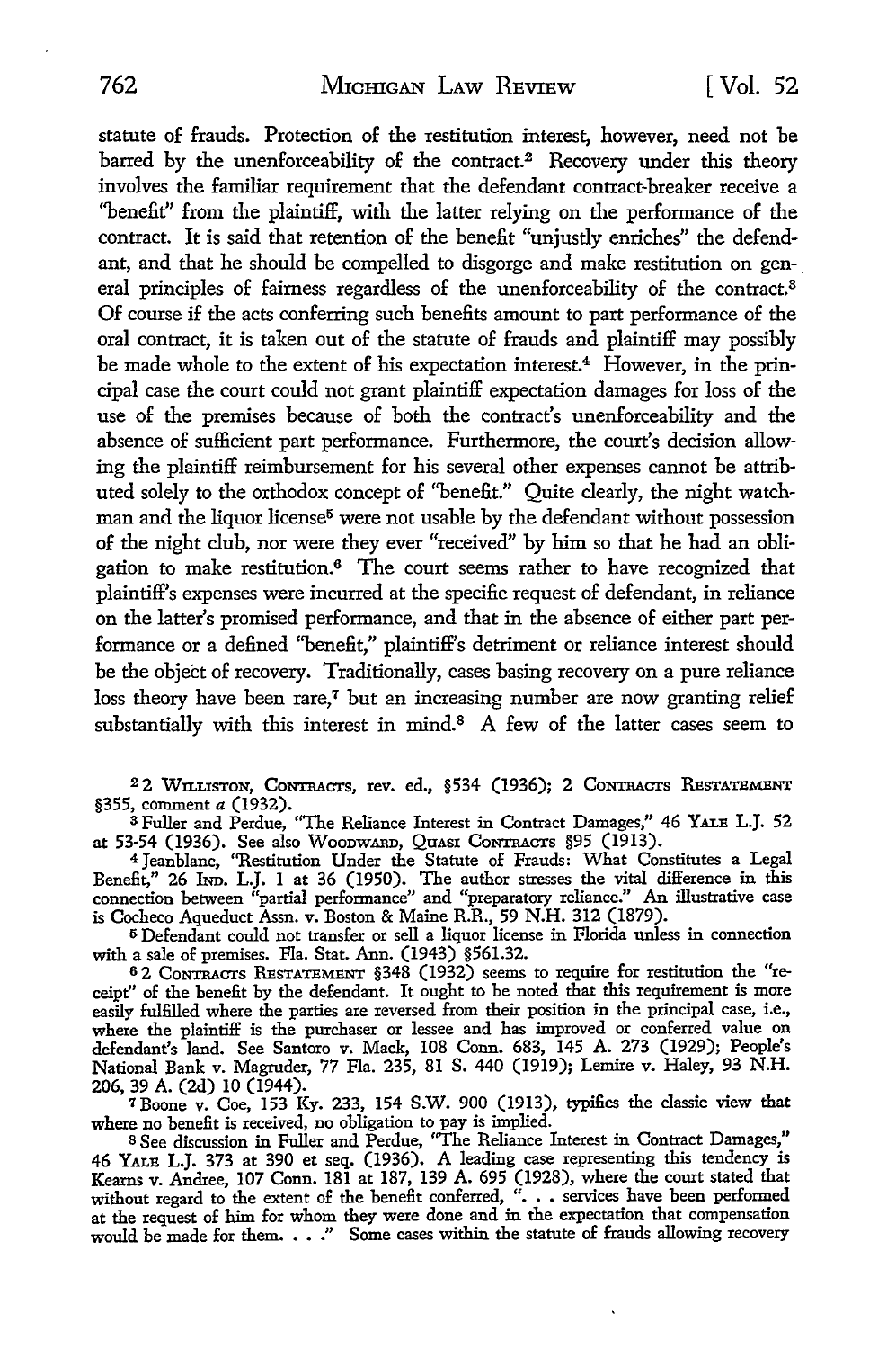statute of frauds. Protection of the restitution interest, however, need not be barred by the unenforceability of the contract.[2] Recovery under this theory involves the familiar requirement that the defendant contract-breaker receive a "benefit" from the plaintiff, with the latter relying on the performance of the contract. It is said that retention of the benefit "unjustly enriches" the defendant, and that he should be compelled to disgorge and make restitution on general principles of fairness regardless of the unenforceability of the contract.[3] Of course if the acts conferring such benefits amount to part performance of the oral contract, it is taken out of the statute of frauds and plaintiff may possibly be made whole to the extent of his expectation interest.[4] However, in the principal case the court could not grant plaintiff expectation damages for loss of the use of the premises because of both the contract's unenforceability and the absence of sufficient part performance. Furthermore, the court's decision allowing the plaintiff reimbursement for his several other expenses cannot be attributed solely to the orthodox concept of "benefit." Quite clearly, the night watchman and the liquor license[5] were not usable by the defendant without possession of the night club, nor were they ever "received" by him so that he had an obligation to make restitution.[6] The court seems rather to have recognized that plaintiff's expenses were incurred at the specific request of defendant, in reliance on the latter's promised performance, and that in the absence of either part performance or a defined "benefit," plaintiff's detriment or reliance interest should be the object of recovery. Traditionally, cases basing recovery on a pure reliance loss theory have been rare,[7] but an increasing number are now granting relief substantially with this interest in mind.[8] A few of the latter cases seem to

[2] 2 Williston, Contracts, rev. ed., §534 (1936); 2 Contracts Restatement §355, comment *a* (1932).

[3] Fuller and Perdue, "The Reliance Interest in Contract Damages," 46 Yale L.J. 52 at 53-54 (1936). See also Woodward, Quasi Contracts §95 (1913).

[4] Jeanblanc, "Restitution Under the Statute of Frauds: What Constitutes a Legal Benefit," 26 Ind. L.J. 1 at 36 (1950). The author stresses the vital difference in this connection between "partial performance" and "preparatory reliance." An illustrative case is Cocheco Aqueduct Assn. v. Boston & Maine R.R., 59 N.H. 312 (1879).

[5] Defendant could not transfer or sell a liquor license in Florida unless in connection with a sale of premises. Fla. Stat. Ann. (1943) §561.32.

[6] 2 Contracts Restatement §348 (1932) seems to require for restitution the "receipt" of the benefit by the defendant. It ought to be noted that this requirement is more easily fulfilled where the parties are reversed from their position in the principal case, i.e., where the plaintiff is the purchaser or lessee and has improved or conferred value on defendant's land. See Santoro v. Mack, 108 Conn. 683, 145 A. 273 (1929); People's National Bank v. Magruder, 77 Fla. 235, 81 S. 440 (1919); Lemire v. Haley, 93 N.H. 206, 39 A. (2d) 10 (1944).

[7] Boone v. Coe, 153 Ky. 233, 154 S.W. 900 (1913), typifies the classic view that where no benefit is received, no obligation to pay is implied.

[8] See discussion in Fuller and Perdue, "The Reliance Interest in Contract Damages," 46 Yale L.J. 373 at 390 et seq. (1936). A leading case representing this tendency is Kearns v. Andree, 107 Conn. 181 at 187, 139 A. 695 (1928), where the court stated that without regard to the extent of the benefit conferred, ". . . services have been performed at the request of him for whom they were done and in the expectation that compensation would be made for them. . . ." Some cases within the statute of frauds allowing recovery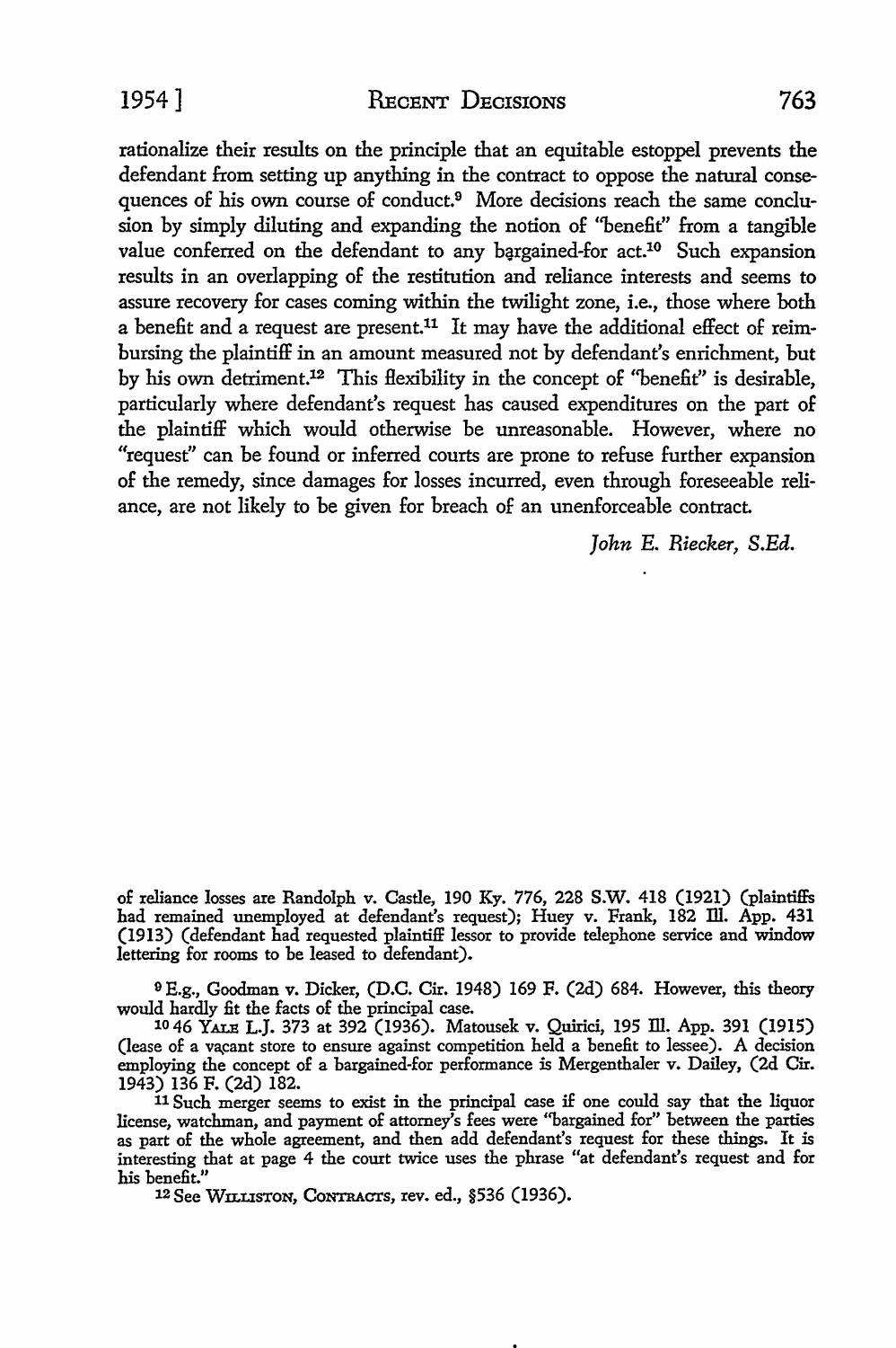rationalize their results on the principle that an equitable estoppel prevents the defendant from setting up anything in the contract to oppose the natural consequences of his own course of conduct.[9] More decisions reach the same conclusion by simply diluting and expanding the notion of "benefit" from a tangible value conferred on the defendant to any bargained-for act.[10] Such expansion results in an overlapping of the restitution and reliance interests and seems to assure recovery for cases coming within the twilight zone, i.e., those where both a benefit and a request are present.[11] It may have the additional effect of reimbursing the plaintiff in an amount measured not by defendant's enrichment, but by his own detriment.[12] This flexibility in the concept of "benefit" is desirable, particularly where defendant's request has caused expenditures on the part of the plaintiff which would otherwise be unreasonable. However, where no "request" can be found or inferred courts are prone to refuse further expansion of the remedy, since damages for losses incurred, even through foreseeable reliance, are not likely to be given for breach of an unenforceable contract.

*John E. Riecker, S.Ed.*

---

of reliance losses are Randolph v. Castle, 190 Ky. 776, 228 S.W. 418 (1921) (plaintiffs had remained unemployed at defendant's request); Huey v. Frank, 182 Ill. App. 431 (1913) (defendant had requested plaintiff lessor to provide telephone service and window lettering for rooms to be leased to defendant).

[9] E.g., Goodman v. Dicker, (D.C. Cir. 1948) 169 F. (2d) 684. However, this theory would hardly fit the facts of the principal case.

[10] 46 YALE L.J. 373 at 392 (1936). Matousek v. Quirici, 195 Ill. App. 391 (1915) (lease of a vacant store to ensure against competition held a benefit to lessee). A decision employing the concept of a bargained-for performance is Mergenthaler v. Dailey, (2d Cir. 1943) 136 F. (2d) 182.

[11] Such merger seems to exist in the principal case if one could say that the liquor license, watchman, and payment of attorney's fees were "bargained for" between the parties as part of the whole agreement, and then add defendant's request for these things. It is interesting that at page 4 the court twice uses the phrase "at defendant's request and for his benefit."

[12] See WILLISTON, CONTRACTS, rev. ed., §536 (1936).